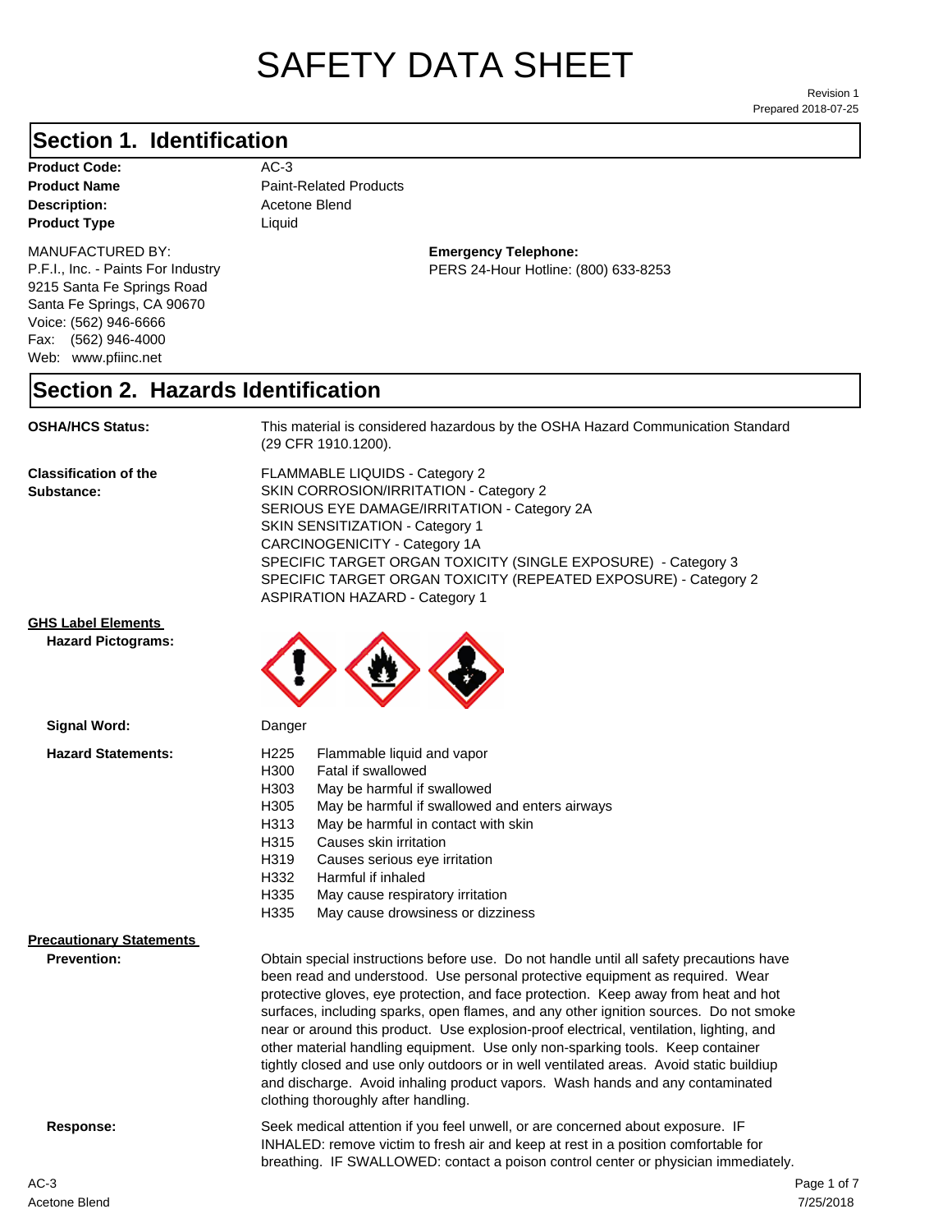# SAFETY DATA SHEET

Revision 1
Prepared 2018-07-25

## Section 1. Identification

**Product Code:** AC-3
**Product Name** Paint-Related Products
**Description:** Acetone Blend
**Product Type** Liquid

MANUFACTURED BY:
P.F.I., Inc. - Paints For Industry
9215 Santa Fe Springs Road
Santa Fe Springs, CA 90670
Voice: (562) 946-6666
Fax: (562) 946-4000
Web: www.pfiinc.net

**Emergency Telephone:**
PERS 24-Hour Hotline: (800) 633-8253

## Section 2. Hazards Identification

**OSHA/HCS Status:** This material is considered hazardous by the OSHA Hazard Communication Standard (29 CFR 1910.1200).

**Classification of the Substance:**
FLAMMABLE LIQUIDS - Category 2
SKIN CORROSION/IRRITATION - Category 2
SERIOUS EYE DAMAGE/IRRITATION - Category 2A
SKIN SENSITIZATION - Category 1
CARCINOGENICITY - Category 1A
SPECIFIC TARGET ORGAN TOXICITY (SINGLE EXPOSURE) - Category 3
SPECIFIC TARGET ORGAN TOXICITY (REPEATED EXPOSURE) - Category 2
ASPIRATION HAZARD - Category 1

**GHS Label Elements**

**Hazard Pictograms:**

**Signal Word:** Danger

**Hazard Statements:**

| | |
|---|---|
| H225 | Flammable liquid and vapor |
| H300 | Fatal if swallowed |
| H303 | May be harmful if swallowed |
| H305 | May be harmful if swallowed and enters airways |
| H313 | May be harmful in contact with skin |
| H315 | Causes skin irritation |
| H319 | Causes serious eye irritation |
| H332 | Harmful if inhaled |
| H335 | May cause respiratory irritation |
| H335 | May cause drowsiness or dizziness |

**Precautionary Statements**

**Prevention:** Obtain special instructions before use. Do not handle until all safety precautions have been read and understood. Use personal protective equipment as required. Wear protective gloves, eye protection, and face protection. Keep away from heat and hot surfaces, including sparks, open flames, and any other ignition sources. Do not smoke near or around this product. Use explosion-proof electrical, ventilation, lighting, and other material handling equipment. Use only non-sparking tools. Keep container tightly closed and use only outdoors or in well ventilated areas. Avoid static buildiup and discharge. Avoid inhaling product vapors. Wash hands and any contaminated clothing thoroughly after handling.

**Response:** Seek medical attention if you feel unwell, or are concerned about exposure. IF INHALED: remove victim to fresh air and keep at rest in a position comfortable for breathing. IF SWALLOWED: contact a poison control center or physician immediately.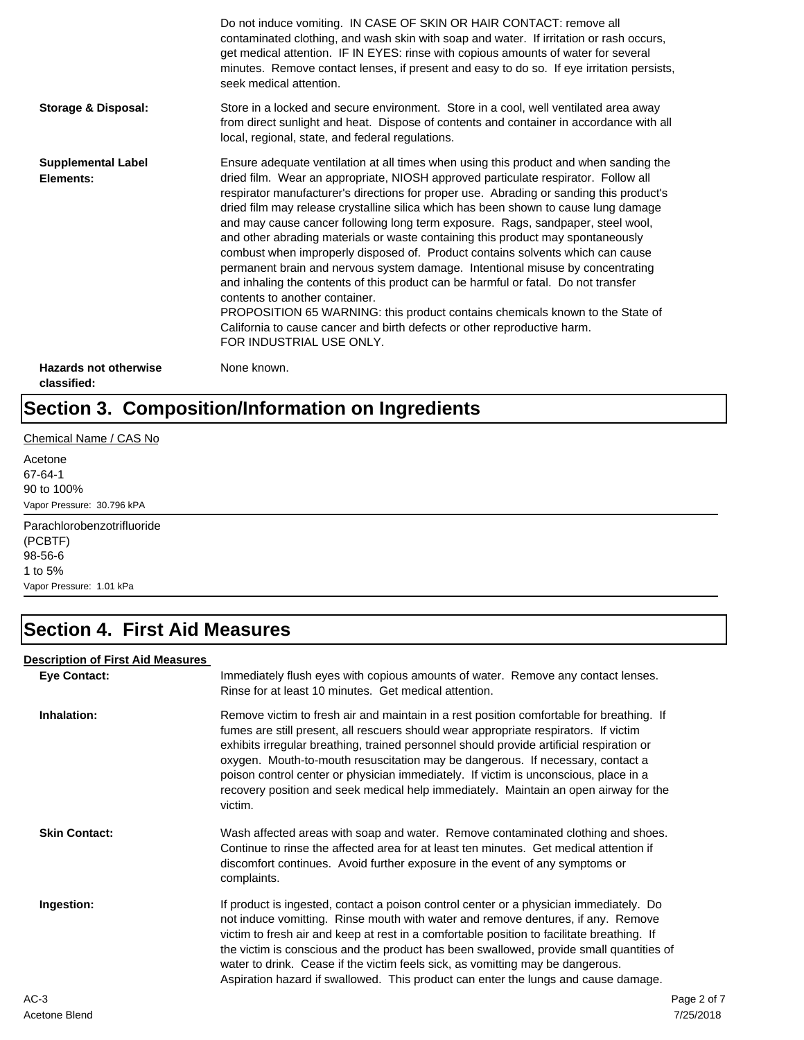Do not induce vomiting. IN CASE OF SKIN OR HAIR CONTACT: remove all contaminated clothing, and wash skin with soap and water. If irritation or rash occurs, get medical attention. IF IN EYES: rinse with copious amounts of water for several minutes. Remove contact lenses, if present and easy to do so. If eye irritation persists, seek medical attention.

**Storage & Disposal:** Store in a locked and secure environment. Store in a cool, well ventilated area away from direct sunlight and heat. Dispose of contents and container in accordance with all local, regional, state, and federal regulations.

**Supplemental Label Elements:** Ensure adequate ventilation at all times when using this product and when sanding the dried film. Wear an appropriate, NIOSH approved particulate respirator. Follow all respirator manufacturer's directions for proper use. Abrading or sanding this product's dried film may release crystalline silica which has been shown to cause lung damage and may cause cancer following long term exposure. Rags, sandpaper, steel wool, and other abrading materials or waste containing this product may spontaneously combust when improperly disposed of. Product contains solvents which can cause permanent brain and nervous system damage. Intentional misuse by concentrating and inhaling the contents of this product can be harmful or fatal. Do not transfer contents to another container.
PROPOSITION 65 WARNING: this product contains chemicals known to the State of California to cause cancer and birth defects or other reproductive harm.
FOR INDUSTRIAL USE ONLY.

**Hazards not otherwise classified:** None known.

# Section 3. Composition/Information on Ingredients

Chemical Name / CAS No

Acetone
67-64-1
90 to 100%
Vapor Pressure: 30.796 kPA

---

Parachlorobenzotrifluoride (PCBTF)
98-56-6
1 to 5%
Vapor Pressure: 1.01 kPa

---

# Section 4. First Aid Measures

**Description of First Aid Measures**

**Eye Contact:** Immediately flush eyes with copious amounts of water. Remove any contact lenses. Rinse for at least 10 minutes. Get medical attention.

**Inhalation:** Remove victim to fresh air and maintain in a rest position comfortable for breathing. If fumes are still present, all rescuers should wear appropriate respirators. If victim exhibits irregular breathing, trained personnel should provide artificial respiration or oxygen. Mouth-to-mouth resuscitation may be dangerous. If necessary, contact a poison control center or physician immediately. If victim is unconscious, place in a recovery position and seek medical help immediately. Maintain an open airway for the victim.

**Skin Contact:** Wash affected areas with soap and water. Remove contaminated clothing and shoes. Continue to rinse the affected area for at least ten minutes. Get medical attention if discomfort continues. Avoid further exposure in the event of any symptoms or complaints.

**Ingestion:** If product is ingested, contact a poison control center or a physician immediately. Do not induce vomitting. Rinse mouth with water and remove dentures, if any. Remove victim to fresh air and keep at rest in a comfortable position to facilitate breathing. If the victim is conscious and the product has been swallowed, provide small quantities of water to drink. Cease if the victim feels sick, as vomitting may be dangerous. Aspiration hazard if swallowed. This product can enter the lungs and cause damage.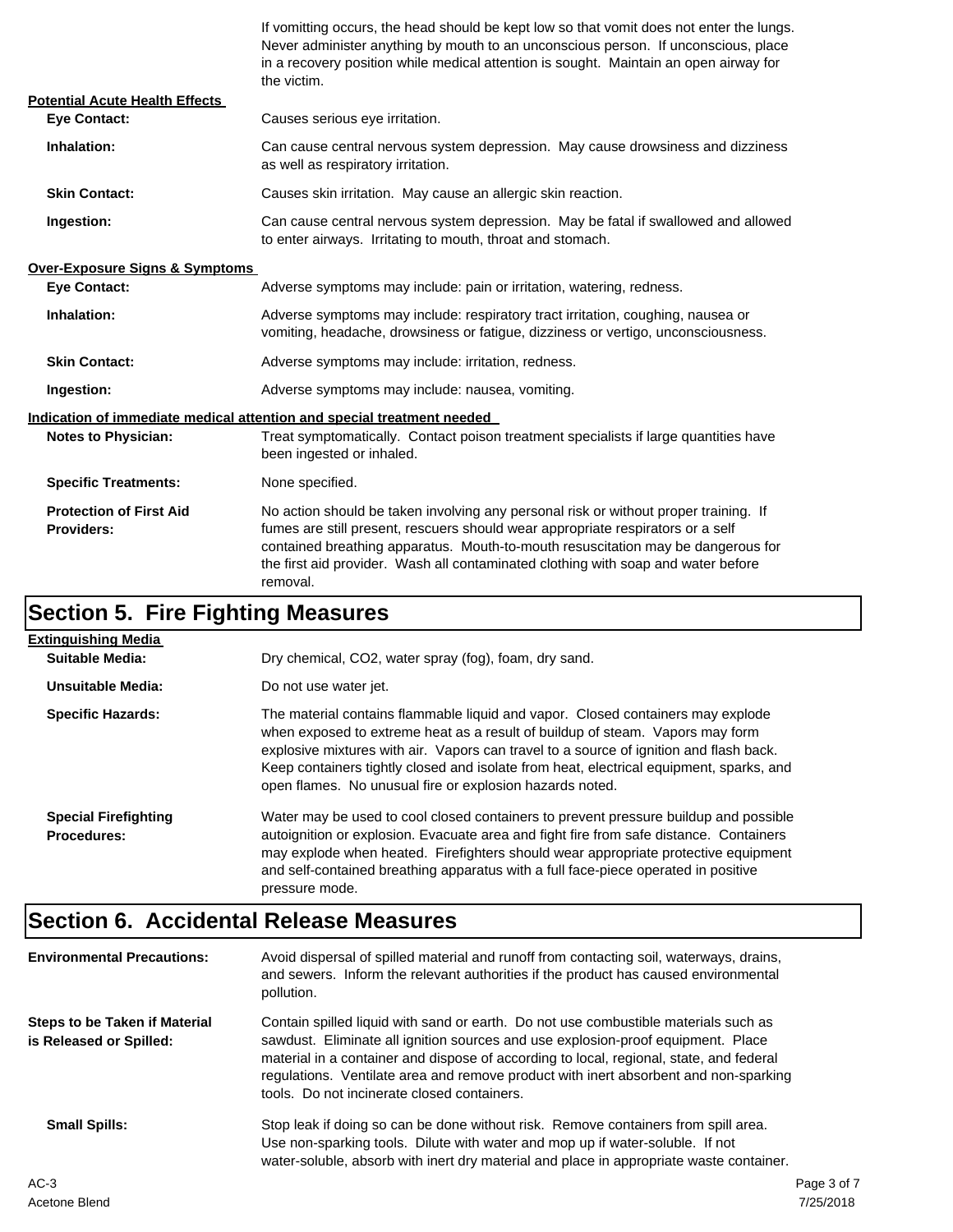If vomitting occurs, the head should be kept low so that vomit does not enter the lungs. Never administer anything by mouth to an unconscious person. If unconscious, place in a recovery position while medical attention is sought. Maintain an open airway for the victim.

**Potential Acute Health Effects**

**Eye Contact:** Causes serious eye irritation.

**Inhalation:** Can cause central nervous system depression. May cause drowsiness and dizziness as well as respiratory irritation.

**Skin Contact:** Causes skin irritation. May cause an allergic skin reaction.

**Ingestion:** Can cause central nervous system depression. May be fatal if swallowed and allowed to enter airways. Irritating to mouth, throat and stomach.

**Over-Exposure Signs & Symptoms**

**Eye Contact:** Adverse symptoms may include: pain or irritation, watering, redness.

**Inhalation:** Adverse symptoms may include: respiratory tract irritation, coughing, nausea or vomiting, headache, drowsiness or fatigue, dizziness or vertigo, unconsciousness.

**Skin Contact:** Adverse symptoms may include: irritation, redness.

**Ingestion:** Adverse symptoms may include: nausea, vomiting.

**Indication of immediate medical attention and special treatment needed**

**Notes to Physician:** Treat symptomatically. Contact poison treatment specialists if large quantities have been ingested or inhaled.

**Specific Treatments:** None specified.

**Protection of First Aid Providers:** No action should be taken involving any personal risk or without proper training. If fumes are still present, rescuers should wear appropriate respirators or a self contained breathing apparatus. Mouth-to-mouth resuscitation may be dangerous for the first aid provider. Wash all contaminated clothing with soap and water before removal.

## Section 5. Fire Fighting Measures

**Extinguishing Media**

**Suitable Media:** Dry chemical, $CO_2$, water spray (fog), foam, dry sand.

**Unsuitable Media:** Do not use water jet.

**Specific Hazards:** The material contains flammable liquid and vapor. Closed containers may explode when exposed to extreme heat as a result of buildup of steam. Vapors may form explosive mixtures with air. Vapors can travel to a source of ignition and flash back. Keep containers tightly closed and isolate from heat, electrical equipment, sparks, and open flames. No unusual fire or explosion hazards noted.

**Special Firefighting Procedures:** Water may be used to cool closed containers to prevent pressure buildup and possible autoignition or explosion. Evacuate area and fight fire from safe distance. Containers may explode when heated. Firefighters should wear appropriate protective equipment and self-contained breathing apparatus with a full face-piece operated in positive pressure mode.

## Section 6. Accidental Release Measures

**Environmental Precautions:** Avoid dispersal of spilled material and runoff from contacting soil, waterways, drains, and sewers. Inform the relevant authorities if the product has caused environmental pollution.

**Steps to be Taken if Material is Released or Spilled:** Contain spilled liquid with sand or earth. Do not use combustible materials such as sawdust. Eliminate all ignition sources and use explosion-proof equipment. Place material in a container and dispose of according to local, regional, state, and federal regulations. Ventilate area and remove product with inert absorbent and non-sparking tools. Do not incinerate closed containers.

**Small Spills:** Stop leak if doing so can be done without risk. Remove containers from spill area. Use non-sparking tools. Dilute with water and mop up if water-soluble. If not water-soluble, absorb with inert dry material and place in appropriate waste container.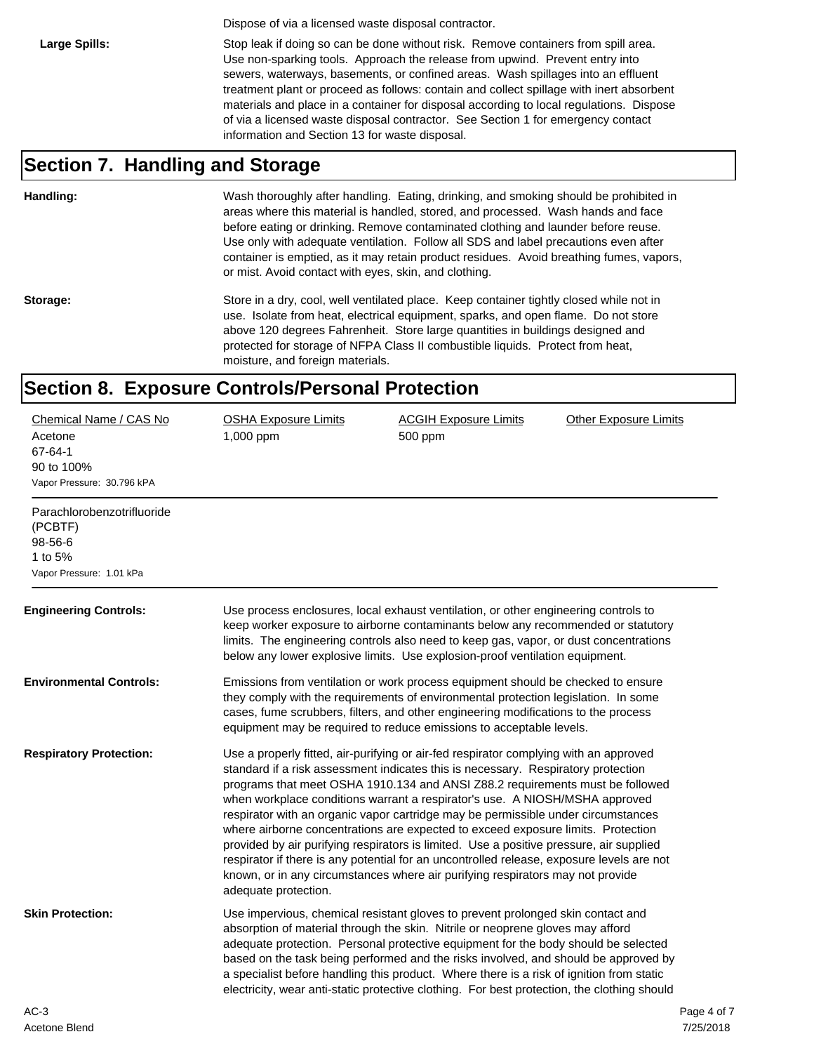Dispose of via a licensed waste disposal contractor.

**Large Spills:** Stop leak if doing so can be done without risk. Remove containers from spill area. Use non-sparking tools. Approach the release from upwind. Prevent entry into sewers, waterways, basements, or confined areas. Wash spillages into an effluent treatment plant or proceed as follows: contain and collect spillage with inert absorbent materials and place in a container for disposal according to local regulations. Dispose of via a licensed waste disposal contractor. See Section 1 for emergency contact information and Section 13 for waste disposal.

## Section 7. Handling and Storage

**Handling:** Wash thoroughly after handling. Eating, drinking, and smoking should be prohibited in areas where this material is handled, stored, and processed. Wash hands and face before eating or drinking. Remove contaminated clothing and launder before reuse. Use only with adequate ventilation. Follow all SDS and label precautions even after container is emptied, as it may retain product residues. Avoid breathing fumes, vapors, or mist. Avoid contact with eyes, skin, and clothing.

**Storage:** Store in a dry, cool, well ventilated place. Keep container tightly closed while not in use. Isolate from heat, electrical equipment, sparks, and open flame. Do not store above 120 degrees Fahrenheit. Store large quantities in buildings designed and protected for storage of NFPA Class II combustible liquids. Protect from heat, moisture, and foreign materials.

## Section 8. Exposure Controls/Personal Protection

| Chemical Name / CAS No | OSHA Exposure Limits | ACGIH Exposure Limits | Other Exposure Limits |
| --- | --- | --- | --- |
| Acetone<br>67-64-1<br>90 to 100%<br>Vapor Pressure: 30.796 kPA | 1,000 ppm | 500 ppm | |
| Parachlorobenzotrifluoride (PCBTF)<br>98-56-6<br>1 to 5%<br>Vapor Pressure: 1.01 kPa | | | |

**Engineering Controls:** Use process enclosures, local exhaust ventilation, or other engineering controls to keep worker exposure to airborne contaminants below any recommended or statutory limits. The engineering controls also need to keep gas, vapor, or dust concentrations below any lower explosive limits. Use explosion-proof ventilation equipment.

**Environmental Controls:** Emissions from ventilation or work process equipment should be checked to ensure they comply with the requirements of environmental protection legislation. In some cases, fume scrubbers, filters, and other engineering modifications to the process equipment may be required to reduce emissions to acceptable levels.

**Respiratory Protection:** Use a properly fitted, air-purifying or air-fed respirator complying with an approved standard if a risk assessment indicates this is necessary. Respiratory protection programs that meet OSHA 1910.134 and ANSI Z88.2 requirements must be followed when workplace conditions warrant a respirator's use. A NIOSH/MSHA approved respirator with an organic vapor cartridge may be permissible under circumstances where airborne concentrations are expected to exceed exposure limits. Protection provided by air purifying respirators is limited. Use a positive pressure, air supplied respirator if there is any potential for an uncontrolled release, exposure levels are not known, or in any circumstances where air purifying respirators may not provide adequate protection.

**Skin Protection:** Use impervious, chemical resistant gloves to prevent prolonged skin contact and absorption of material through the skin. Nitrile or neoprene gloves may afford adequate protection. Personal protective equipment for the body should be selected based on the task being performed and the risks involved, and should be approved by a specialist before handling this product. Where there is a risk of ignition from static electricity, wear anti-static protective clothing. For best protection, the clothing should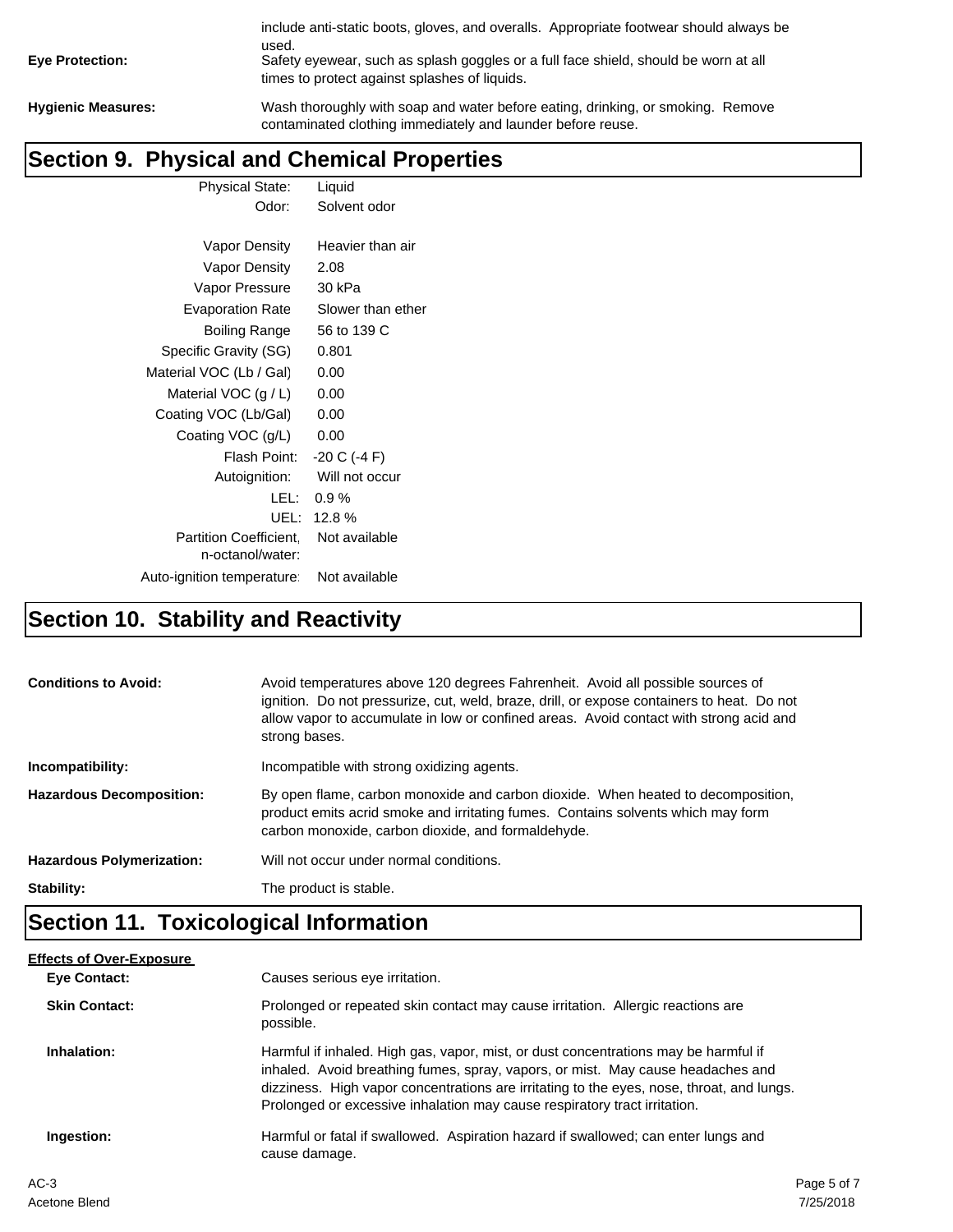include anti-static boots, gloves, and overalls. Appropriate footwear should always be used.

| | |
|---|---|
| **Eye Protection:** | Safety eyewear, such as splash goggles or a full face shield, should be worn at all times to protect against splashes of liquids. |
| **Hygienic Measures:** | Wash thoroughly with soap and water before eating, drinking, or smoking. Remove contaminated clothing immediately and launder before reuse. |

## Section 9. Physical and Chemical Properties

| | |
|---|---|
| Physical State: | Liquid |
| Odor: | Solvent odor |
| Vapor Density | Heavier than air |
| Vapor Density | 2.08 |
| Vapor Pressure | 30 kPa |
| Evaporation Rate | Slower than ether |
| Boiling Range | 56 to 139 C |
| Specific Gravity (SG) | 0.801 |
| Material VOC (Lb / Gal) | 0.00 |
| Material VOC (g / L) | 0.00 |
| Coating VOC (Lb/Gal) | 0.00 |
| Coating VOC (g/L) | 0.00 |
| Flash Point: | -20 C (-4 F) |
| Autoignition: | Will not occur |
| LEL: | 0.9 % |
| UEL: | 12.8 % |
| Partition Coefficient, n-octanol/water: | Not available |
| Auto-ignition temperature: | Not available |

## Section 10. Stability and Reactivity

| | |
|---|---|
| **Conditions to Avoid:** | Avoid temperatures above 120 degrees Fahrenheit. Avoid all possible sources of ignition. Do not pressurize, cut, weld, braze, drill, or expose containers to heat. Do not allow vapor to accumulate in low or confined areas. Avoid contact with strong acid and strong bases. |
| **Incompatibility:** | Incompatible with strong oxidizing agents. |
| **Hazardous Decomposition:** | By open flame, carbon monoxide and carbon dioxide. When heated to decomposition, product emits acrid smoke and irritating fumes. Contains solvents which may form carbon monoxide, carbon dioxide, and formaldehyde. |
| **Hazardous Polymerization:** | Will not occur under normal conditions. |
| **Stability:** | The product is stable. |

## Section 11. Toxicological Information

**Effects of Over-Exposure**

| | |
|---|---|
| **Eye Contact:** | Causes serious eye irritation. |
| **Skin Contact:** | Prolonged or repeated skin contact may cause irritation. Allergic reactions are possible. |
| **Inhalation:** | Harmful if inhaled. High gas, vapor, mist, or dust concentrations may be harmful if inhaled. Avoid breathing fumes, spray, vapors, or mist. May cause headaches and dizziness. High vapor concentrations are irritating to the eyes, nose, throat, and lungs. Prolonged or excessive inhalation may cause respiratory tract irritation. |
| **Ingestion:** | Harmful or fatal if swallowed. Aspiration hazard if swallowed; can enter lungs and cause damage. |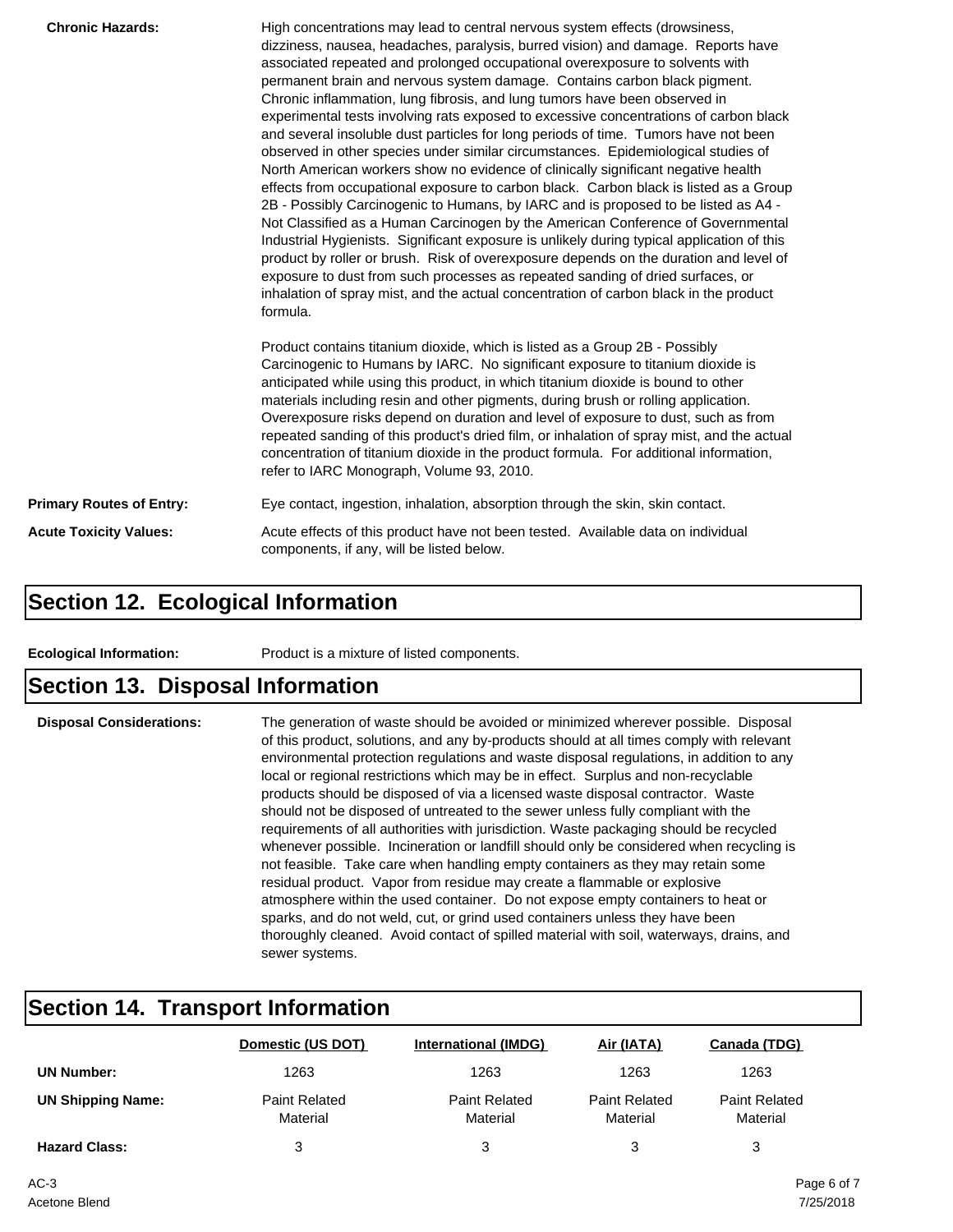**Chronic Hazards:** High concentrations may lead to central nervous system effects (drowsiness, dizziness, nausea, headaches, paralysis, burred vision) and damage. Reports have associated repeated and prolonged occupational overexposure to solvents with permanent brain and nervous system damage. Contains carbon black pigment. Chronic inflammation, lung fibrosis, and lung tumors have been observed in experimental tests involving rats exposed to excessive concentrations of carbon black and several insoluble dust particles for long periods of time. Tumors have not been observed in other species under similar circumstances. Epidemiological studies of North American workers show no evidence of clinically significant negative health effects from occupational exposure to carbon black. Carbon black is listed as a Group 2B - Possibly Carcinogenic to Humans, by IARC and is proposed to be listed as A4 - Not Classified as a Human Carcinogen by the American Conference of Governmental Industrial Hygienists. Significant exposure is unlikely during typical application of this product by roller or brush. Risk of overexposure depends on the duration and level of exposure to dust from such processes as repeated sanding of dried surfaces, or inhalation of spray mist, and the actual concentration of carbon black in the product formula.

Product contains titanium dioxide, which is listed as a Group 2B - Possibly Carcinogenic to Humans by IARC. No significant exposure to titanium dioxide is anticipated while using this product, in which titanium dioxide is bound to other materials including resin and other pigments, during brush or rolling application. Overexposure risks depend on duration and level of exposure to dust, such as from repeated sanding of this product's dried film, or inhalation of spray mist, and the actual concentration of titanium dioxide in the product formula. For additional information, refer to IARC Monograph, Volume 93, 2010.

**Primary Routes of Entry:** Eye contact, ingestion, inhalation, absorption through the skin, skin contact.

**Acute Toxicity Values:** Acute effects of this product have not been tested. Available data on individual components, if any, will be listed below.

## Section 12. Ecological Information

**Ecological Information:** Product is a mixture of listed components.

## Section 13. Disposal Information

**Disposal Considerations:** The generation of waste should be avoided or minimized wherever possible. Disposal of this product, solutions, and any by-products should at all times comply with relevant environmental protection regulations and waste disposal regulations, in addition to any local or regional restrictions which may be in effect. Surplus and non-recyclable products should be disposed of via a licensed waste disposal contractor. Waste should not be disposed of untreated to the sewer unless fully compliant with the requirements of all authorities with jurisdiction. Waste packaging should be recycled whenever possible. Incineration or landfill should only be considered when recycling is not feasible. Take care when handling empty containers as they may retain some residual product. Vapor from residue may create a flammable or explosive atmosphere within the used container. Do not expose empty containers to heat or sparks, and do not weld, cut, or grind used containers unless they have been thoroughly cleaned. Avoid contact of spilled material with soil, waterways, drains, and sewer systems.

## Section 14. Transport Information

| | Domestic (US DOT) | International (IMDG) | Air (IATA) | Canada (TDG) |
|---|---|---|---|---|
| **UN Number:** | 1263 | 1263 | 1263 | 1263 |
| **UN Shipping Name:** | Paint Related Material | Paint Related Material | Paint Related Material | Paint Related Material |
| **Hazard Class:** | 3 | 3 | 3 | 3 |

AC-3
Acetone Blend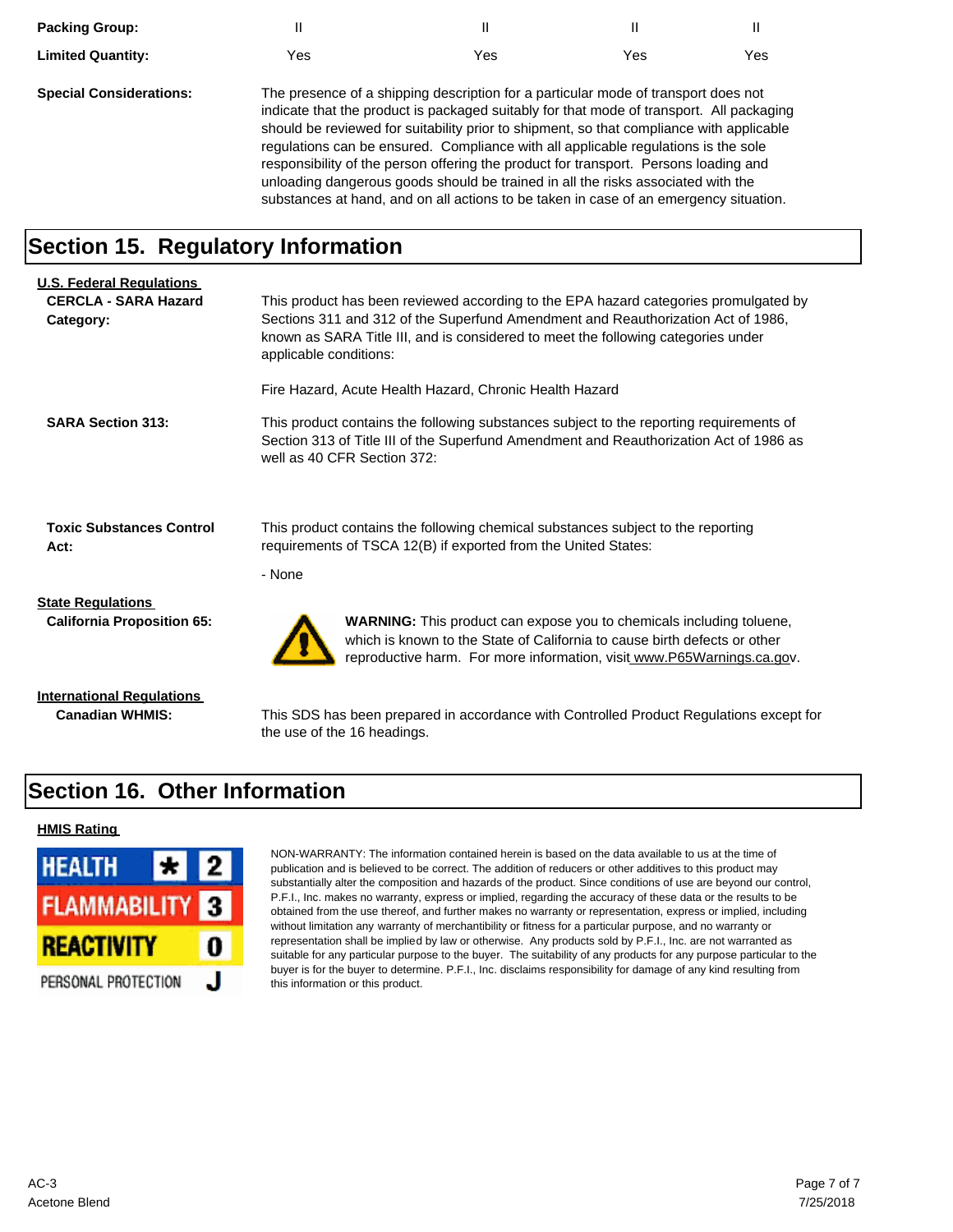| | | | | |
|---|---|---|---|---|
| **Packing Group:** | II | II | II | II |
| **Limited Quantity:** | Yes | Yes | Yes | Yes |

**Special Considerations:** The presence of a shipping description for a particular mode of transport does not indicate that the product is packaged suitably for that mode of transport. All packaging should be reviewed for suitability prior to shipment, so that compliance with applicable regulations can be ensured. Compliance with all applicable regulations is the sole responsibility of the person offering the product for transport. Persons loading and unloading dangerous goods should be trained in all the risks associated with the substances at hand, and on all actions to be taken in case of an emergency situation.

## Section 15. Regulatory Information

**U.S. Federal Regulations**

**CERCLA - SARA Hazard Category:** This product has been reviewed according to the EPA hazard categories promulgated by Sections 311 and 312 of the Superfund Amendment and Reauthorization Act of 1986, known as SARA Title III, and is considered to meet the following categories under applicable conditions:

Fire Hazard, Acute Health Hazard, Chronic Health Hazard

**SARA Section 313:** This product contains the following substances subject to the reporting requirements of Section 313 of Title III of the Superfund Amendment and Reauthorization Act of 1986 as well as 40 CFR Section 372:

**Toxic Substances Control Act:** This product contains the following chemical substances subject to the reporting requirements of TSCA 12(B) if exported from the United States:

- None

**State Regulations**

**California Proposition 65:** **WARNING:** This product can expose you to chemicals including toluene, which is known to the State of California to cause birth defects or other reproductive harm. For more information, visit www.P65Warnings.ca.gov.

**International Regulations**

**Canadian WHMIS:** This SDS has been prepared in accordance with Controlled Product Regulations except for the use of the 16 headings.

## Section 16. Other Information

**HMIS Rating**

| | |
|---|---|
| HEALTH | * 2 |
| FLAMMABILITY | 3 |
| REACTIVITY | 0 |
| PERSONAL PROTECTION | J |

NON-WARRANTY: The information contained herein is based on the data available to us at the time of publication and is believed to be correct. The addition of reducers or other additives to this product may substantially alter the composition and hazards of the product. Since conditions of use are beyond our control, P.F.I., Inc. makes no warranty, express or implied, regarding the accuracy of these data or the results to be obtained from the use thereof, and further makes no warranty or representation, express or implied, including without limitation any warranty of merchantability or fitness for a particular purpose, and no warranty or representation shall be implied by law or otherwise. Any products sold by P.F.I., Inc. are not warranted as suitable for any particular purpose to the buyer. The suitability of any products for any purpose particular to the buyer is for the buyer to determine. P.F.I., Inc. disclaims responsibility for damage of any kind resulting from this information or this product.